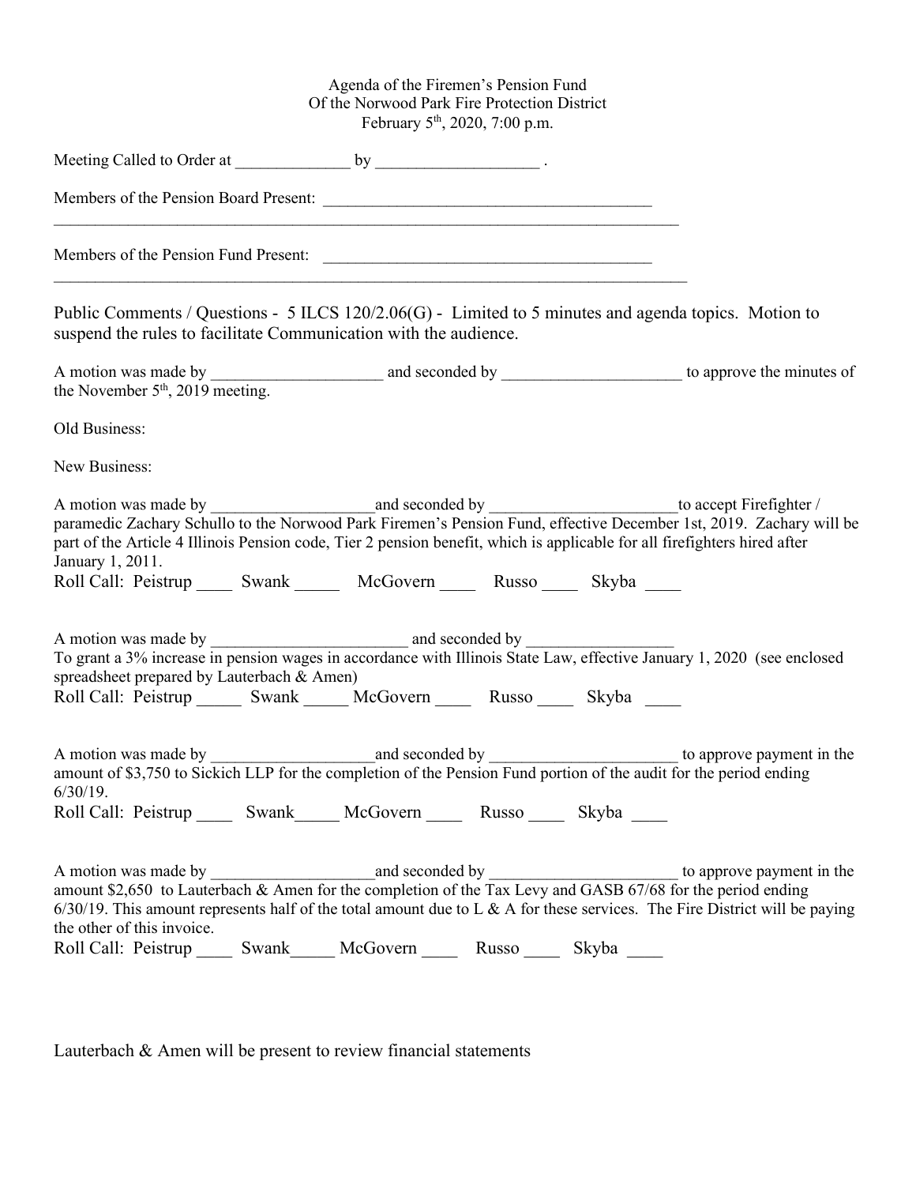Agenda of the Firemen's Pension Fund
Of the Norwood Park Fire Protection District
February 5th, 2020, 7:00 p.m.

Meeting Called to Order at ______________ by ____________________ .

Members of the Pension Board Present: ________________________________________
________________________________________________________________________________

Members of the Pension Fund Present: ________________________________________
________________________________________________________________________________

Public Comments / Questions - 5 ILCS 120/2.06(G) - Limited to 5 minutes and agenda topics. Motion to suspend the rules to facilitate Communication with the audience.

A motion was made by _____________________ and seconded by ______________________ to approve the minutes of the November 5th, 2019 meeting.

Old Business:

New Business:

A motion was made by ____________________and seconded by _______________________to accept Firefighter / paramedic Zachary Schullo to the Norwood Park Firemen's Pension Fund, effective December 1st, 2019. Zachary will be part of the Article 4 Illinois Pension code, Tier 2 pension benefit, which is applicable for all firefighters hired after January 1, 2011.
Roll Call: Peistrup ____ Swank _____ McGovern ____ Russo ____ Skyba ____

A motion was made by ________________________ and seconded by __________________
To grant a 3% increase in pension wages in accordance with Illinois State Law, effective January 1, 2020 (see enclosed spreadsheet prepared by Lauterbach & Amen)
Roll Call: Peistrup _____ Swank _____ McGovern ____ Russo ____ Skyba ____

A motion was made by ____________________and seconded by _______________________ to approve payment in the amount of $3,750 to Sickich LLP for the completion of the Pension Fund portion of the audit for the period ending 6/30/19.
Roll Call: Peistrup ____ Swank_____ McGovern ____ Russo ____ Skyba ____

A motion was made by ____________________and seconded by _______________________ to approve payment in the amount $2,650 to Lauterbach & Amen for the completion of the Tax Levy and GASB 67/68 for the period ending 6/30/19. This amount represents half of the total amount due to L & A for these services. The Fire District will be paying the other of this invoice.
Roll Call: Peistrup ____ Swank_____ McGovern ____ Russo ____ Skyba ____

Lauterbach & Amen will be present to review financial statements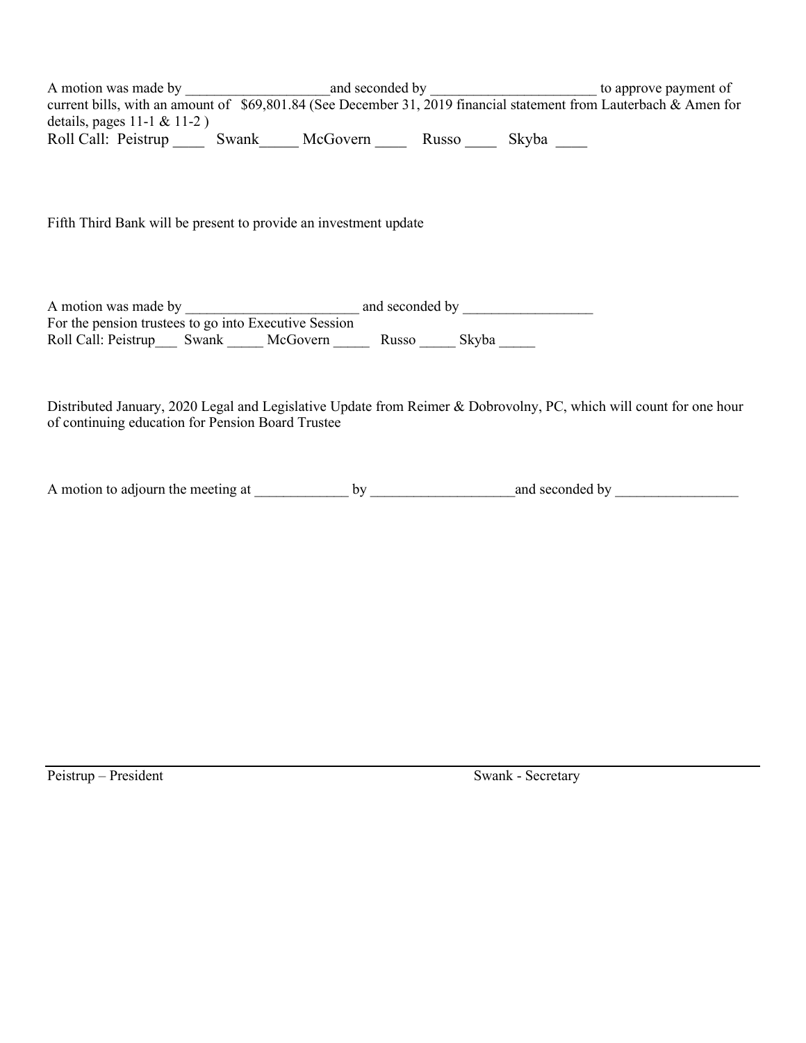A motion was made by ____________________and seconded by _______________________ to approve payment of current bills, with an amount of $69,801.84 (See December 31, 2019 financial statement from Lauterbach & Amen for details, pages 11-1 & 11-2 )
Roll Call: Peistrup ____ Swank_____ McGovern ____ Russo ____ Skyba ____

Fifth Third Bank will be present to provide an investment update

A motion was made by ________________________ and seconded by __________________
For the pension trustees to go into Executive Session
Roll Call: Peistrup___ Swank _____ McGovern _____ Russo _____ Skyba _____

Distributed January, 2020 Legal and Legislative Update from Reimer & Dobrovolny, PC, which will count for one hour of continuing education for Pension Board Trustee

A motion to adjourn the meeting at _____________ by ____________________and seconded by _________________

Peistrup – President　　　　　　　　　　　　Swank - Secretary